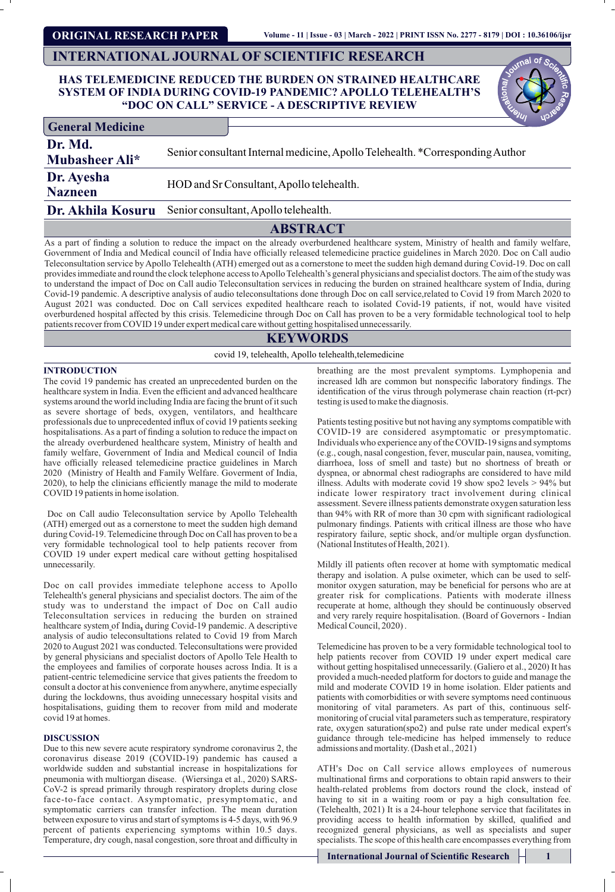ORIGINAL RESEARCH PAPER

# INTERNATIONAL JOURNAL OF SCIENTIFIC RESEARCH

## HAS TELEMEDICINE REDUCED THE BURDEN ON STRAINED HEALTHCARE SYSTEM OF INDIA DURING COVID-19 PANDEMIC? APOLLO TELEHEALTH'S "DOC ON CALL" SERVICE - A DESCRIPTIVE REVIEW

**General Medicine**

| | |
|---|---|
| **Dr. Md. Mubasheer Ali*** | Senior consultant Internal medicine, Apollo Telehealth. *Corresponding Author |
| **Dr. Ayesha Nazneen** | HOD and Sr Consultant, Apollo telehealth. |
| **Dr. Akhila Kosuru** | Senior consultant, Apollo telehealth. |

## ABSTRACT

As a part of finding a solution to reduce the impact on the already overburdened healthcare system, Ministry of health and family welfare, Government of India and Medical council of India have officially released telemedicine practice guidelines in March 2020. Doc on Call audio Teleconsultation service by Apollo Telehealth (ATH) emerged out as a cornerstone to meet the sudden high demand during Covid-19. Doc on call provides immediate and round the clock telephone access to Apollo Telehealth's general physicians and specialist doctors. The aim of the study was to understand the impact of Doc on Call audio Teleconsultation services in reducing the burden on strained healthcare system of India, during Covid-19 pandemic. A descriptive analysis of audio teleconsultations done through Doc on call service,related to Covid 19 from March 2020 to August 2021 was conducted. Doc on Call services expedited healthcare reach to isolated Covid-19 patients, if not, would have visited overburdened hospital affected by this crisis. Telemedicine through Doc on Call has proven to be a very formidable technological tool to help patients recover from COVID 19 under expert medical care without getting hospitalised unnecessarily.

## KEYWORDS

covid 19, telehealth, Apollo telehealth,telemedicine

### INTRODUCTION

The covid 19 pandemic has created an unprecedented burden on the healthcare system in India. Even the efficient and advanced healthcare systems around the world including India are facing the brunt of it such as severe shortage of beds, oxygen, ventilators, and healthcare professionals due to unprecedented influx of covid 19 patients seeking hospitalisations. As a part of finding a solution to reduce the impact on the already overburdened healthcare system, Ministry of health and family welfare, Government of India and Medical council of India have officially released telemedicine practice guidelines in March 2020 (Ministry of Health and Family Welfare. Goverment of India, 2020), to help the clinicians efficiently manage the mild to moderate COVID 19 patients in home isolation.

Doc on Call audio Teleconsultation service by Apollo Telehealth (ATH) emerged out as a cornerstone to meet the sudden high demand during Covid-19. Telemedicine through Doc on Call has proven to be a very formidable technological tool to help patients recover from COVID 19 under expert medical care without getting hospitalised unnecessarily.

Doc on call provides immediate telephone access to Apollo Telehealth's general physicians and specialist doctors. The aim of the study was to understand the impact of Doc on Call audio Teleconsultation services in reducing the burden on strained healthcare system of India, during Covid-19 pandemic. A descriptive analysis of audio teleconsultations related to Covid 19 from March 2020 to August 2021 was conducted. Teleconsultations were provided by general physicians and specialist doctors of Apollo Tele Health to the employees and families of corporate houses across India. It is a patient-centric telemedicine service that gives patients the freedom to consult a doctor at his convenience from anywhere, anytime especially during the lockdowns, thus avoiding unnecessary hospital visits and hospitalisations, guiding them to recover from mild and moderate covid 19 at homes.

### DISCUSSION

Due to this new severe acute respiratory syndrome coronavirus 2, the coronavirus disease 2019 (COVID-19) pandemic has caused a worldwide sudden and substantial increase in hospitalizations for pneumonia with multiorgan disease. (Wiersinga et al., 2020) SARS-CoV-2 is spread primarily through respiratory droplets during close face-to-face contact. Asymptomatic, presymptomatic, and symptomatic carriers can transfer infection. The mean duration between exposure to virus and start of symptoms is 4-5 days, with 96.9 percent of patients experiencing symptoms within 10.5 days. Temperature, dry cough, nasal congestion, sore throat and difficulty in breathing are the most prevalent symptoms. Lymphopenia and increased ldh are common but nonspecific laboratory findings. The identification of the virus through polymerase chain reaction (rt-pcr) testing is used to make the diagnosis.

Patients testing positive but not having any symptoms compatible with COVID-19 are considered asymptomatic or presymptomatic. Individuals who experience any of the COVID-19 signs and symptoms (e.g., cough, nasal congestion, fever, muscular pain, nausea, vomiting, diarrhoea, loss of smell and taste) but no shortness of breath or dyspnea, or abnormal chest radiographs are considered to have mild illness. Adults with moderate covid 19 show spo2 levels > 94% but indicate lower respiratory tract involvement during clinical assessment. Severe illness patients demonstrate oxygen saturation less than 94% with RR of more than 30 cpm with significant radiological pulmonary findings. Patients with critical illness are those who have respiratory failure, septic shock, and/or multiple organ dysfunction. (National Institutes of Health, 2021).

Mildly ill patients often recover at home with symptomatic medical therapy and isolation. A pulse oximeter, which can be used to self-monitor oxygen saturation, may be beneficial for persons who are at greater risk for complications. Patients with moderate illness recuperate at home, although they should be continuously observed and very rarely require hospitalisation. (Board of Governors - Indian Medical Council, 2020) .

Telemedicine has proven to be a very formidable technological tool to help patients recover from COVID 19 under expert medical care without getting hospitalised unnecessarily. (Galiero et al., 2020) It has provided a much-needed platform for doctors to guide and manage the mild and moderate COVID 19 in home isolation. Elder patients and patients with comorbidities or with severe symptoms need continuous monitoring of vital parameters. As part of this, continuous self-monitoring of crucial vital parameters such as temperature, respiratory rate, oxygen saturation(spo2) and pulse rate under medical expert's guidance through tele-medicine has helped immensely to reduce admissions and mortality. (Dash et al., 2021)

ATH's Doc on Call service allows employees of numerous multinational firms and corporations to obtain rapid answers to their health-related problems from doctors round the clock, instead of having to sit in a waiting room or pay a high consultation fee. (Telehealth, 2021) It is a 24-hour telephone service that facilitates in providing access to health information by skilled, qualified and recognized general physicians, as well as specialists and super specialists. The scope of this health care encompasses everything from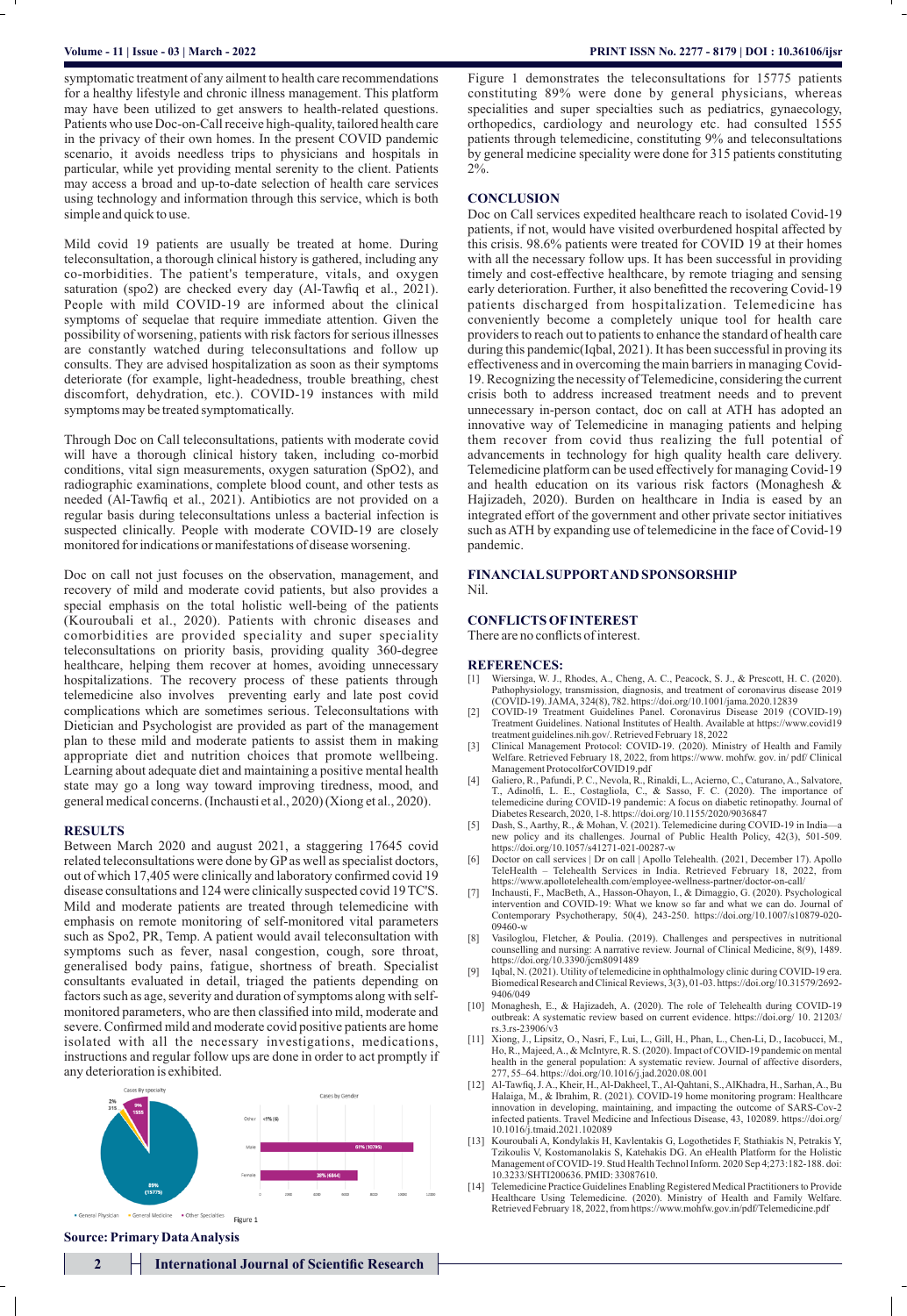symptomatic treatment of any ailment to health care recommendations for a healthy lifestyle and chronic illness management. This platform may have been utilized to get answers to health-related questions. Patients who use Doc-on-Call receive high-quality, tailored health care in the privacy of their own homes. In the present COVID pandemic scenario, it avoids needless trips to physicians and hospitals in particular, while yet providing mental serenity to the client. Patients may access a broad and up-to-date selection of health care services using technology and information through this service, which is both simple and quick to use.

Mild covid 19 patients are usually be treated at home. During teleconsultation, a thorough clinical history is gathered, including any co-morbidities. The patient's temperature, vitals, and oxygen saturation (spo2) are checked every day (Al-Tawfiq et al., 2021). People with mild COVID-19 are informed about the clinical symptoms of sequelae that require immediate attention. Given the possibility of worsening, patients with risk factors for serious illnesses are constantly watched during teleconsultations and follow up consults. They are advised hospitalization as soon as their symptoms deteriorate (for example, light-headedness, trouble breathing, chest discomfort, dehydration, etc.). COVID-19 instances with mild symptoms may be treated symptomatically.

Through Doc on Call teleconsultations, patients with moderate covid will have a thorough clinical history taken, including co-morbid conditions, vital sign measurements, oxygen saturation (SpO2), and radiographic examinations, complete blood count, and other tests as needed (Al-Tawfiq et al., 2021). Antibiotics are not provided on a regular basis during teleconsultations unless a bacterial infection is suspected clinically. People with moderate COVID-19 are closely monitored for indications or manifestations of disease worsening.

Doc on call not just focuses on the observation, management, and recovery of mild and moderate covid patients, but also provides a special emphasis on the total holistic well-being of the patients (Kouroubali et al., 2020). Patients with chronic diseases and comorbidities are provided speciality and super speciality teleconsultations on priority basis, providing quality 360-degree healthcare, helping them recover at homes, avoiding unnecessary hospitalizations. The recovery process of these patients through telemedicine also involves preventing early and late post covid complications which are sometimes serious. Teleconsultations with Dietician and Psychologist are provided as part of the management plan to these mild and moderate patients to assist them in making appropriate diet and nutrition choices that promote wellbeing. Learning about adequate diet and maintaining a positive mental health state may go a long way toward improving tiredness, mood, and general medical concerns. (Inchausti et al., 2020) (Xiong et al., 2020).

## RESULTS

Between March 2020 and august 2021, a staggering 17645 covid related teleconsultations were done by GP as well as specialist doctors, out of which 17,405 were clinically and laboratory confirmed covid 19 disease consultations and 124 were clinically suspected covid 19 TC'S. Mild and moderate patients are treated through telemedicine with emphasis on remote monitoring of self-monitored vital parameters such as Spo2, PR, Temp. A patient would avail teleconsultation with symptoms such as fever, nasal congestion, cough, sore throat, generalised body pains, fatigue, shortness of breath. Specialist consultants evaluated in detail, triaged the patients depending on factors such as age, severity and duration of symptoms along with self-monitored parameters, who are then classified into mild, moderate and severe. Confirmed mild and moderate covid positive patients are home isolated with all the necessary investigations, medications, instructions and regular follow ups are done in order to act promptly if any deterioration is exhibited.

Cases By specialty

2%
315

9%
1555

89%
(15775)

• General Physician • General Medicine • Other Specialities

Cases by Gender

Other <1% (6)

Male 61% (10795)

Female 39% (6844)

0 2000 4000 6000 8000 10000 12000

Figure 1

**Source: Primary Data Analysis**

Figure 1 demonstrates the teleconsultations for 15775 patients constituting 89% were done by general physicians, whereas specialities and super specialties such as pediatrics, gynaecology, orthopedics, cardiology and neurology etc. had consulted 1555 patients through telemedicine, constituting 9% and teleconsultations by general medicine speciality were done for 315 patients constituting 2%.

## CONCLUSION

Doc on Call services expedited healthcare reach to isolated Covid-19 patients, if not, would have visited overburdened hospital affected by this crisis. 98.6% patients were treated for COVID 19 at their homes with all the necessary follow ups. It has been successful in providing timely and cost-effective healthcare, by remote triaging and sensing early deterioration. Further, it also benefitted the recovering Covid-19 patients discharged from hospitalization. Telemedicine has conveniently become a completely unique tool for health care providers to reach out to patients to enhance the standard of health care during this pandemic(Iqbal, 2021). It has been successful in proving its effectiveness and in overcoming the main barriers in managing Covid-19. Recognizing the necessity of Telemedicine, considering the current crisis both to address increased treatment needs and to prevent unnecessary in-person contact, doc on call at ATH has adopted an innovative way of Telemedicine in managing patients and helping them recover from covid thus realizing the full potential of advancements in technology for high quality health care delivery. Telemedicine platform can be used effectively for managing Covid-19 and health education on its various risk factors (Monaghesh & Hajizadeh, 2020). Burden on healthcare in India is eased by an integrated effort of the government and other private sector initiatives such as ATH by expanding use of telemedicine in the face of Covid-19 pandemic.

## FINANCIAL SUPPORT AND SPONSORSHIP

Nil.

## CONFLICTS OF INTEREST

There are no conflicts of interest.

## REFERENCES:

[1] Wiersinga, W. J., Rhodes, A., Cheng, A. C., Peacock, S. J., & Prescott, H. C. (2020). Pathophysiology, transmission, diagnosis, and treatment of coronavirus disease 2019 (COVID-19). JAMA, 324(8), 782. https://doi.org/10.1001/jama.2020.12839

[2] COVID-19 Treatment Guidelines Panel. Coronavirus Disease 2019 (COVID-19) Treatment Guidelines. National Institutes of Health. Available at https://www.covid19 treatment guidelines.nih.gov/. Retrieved February 18, 2022

[3] Clinical Management Protocol: COVID-19. (2020). Ministry of Health and Family Welfare. Retrieved February 18, 2022, from https://www. mohfw. gov. in/ pdf/ Clinical Management ProtocolforCOVID19.pdf

[4] Galiero, R., Pafundi, P. C., Nevola, R., Rinaldi, L., Acierno, C., Caturano, A., Salvatore, T., Adinolfi, L. E., Costagliola, C., & Sasso, F. C. (2020). The importance of telemedicine during COVID-19 pandemic: A focus on diabetic retinopathy. Journal of Diabetes Research, 2020, 1-8. https://doi.org/10.1155/2020/9036847

[5] Dash, S., Aarthy, R., & Mohan, V. (2021). Telemedicine during COVID-19 in India—a new policy and its challenges. Journal of Public Health Policy, 42(3), 501-509. https://doi.org/10.1057/s41271-021-00287-w

[6] Doctor on call services | Dr on call | Apollo Telehealth. (2021, December 17). Apollo TeleHealth – Telehealth Services in India. Retrieved February 18, 2022, from https://www.apollotelehealth.com/employee-wellness-partner/doctor-on-call/

[7] Inchausti, F., MacBeth, A., Hasson-Ohayon, I., & Dimaggio, G. (2020). Psychological intervention and COVID-19: What we know so far and what we can do. Journal of Contemporary Psychotherapy, 50(4), 243-250. https://doi.org/10.1007/s10879-020-09460-w

[8] Vasiloglou, Fletcher, & Poulia. (2019). Challenges and perspectives in nutritional counselling and nursing: A narrative review. Journal of Clinical Medicine, 8(9), 1489. https://doi.org/10.3390/jcm8091489

[9] Iqbal, N. (2021). Utility of telemedicine in ophthalmology clinic during COVID-19 era. Biomedical Research and Clinical Reviews, 3(3), 01-03. https://doi.org/10.31579/2692-9406/049

[10] Monaghesh, E., & Hajizadeh, A. (2020). The role of Telehealth during COVID-19 outbreak: A systematic review based on current evidence. https://doi.org/ 10. 21203/ rs.3.rs-23906/v3

[11] Xiong, J., Lipsitz, O., Nasri, F., Lui, L., Gill, H., Phan, L., Chen-Li, D., Iacobucci, M., Ho, R., Majeed, A., & McIntyre, R. S. (2020). Impact of COVID-19 pandemic on mental health in the general population: A systematic review. Journal of affective disorders, 277, 55–64. https://doi.org/10.1016/j.jad.2020.08.001

[12] Al-Tawfiq, J. A., Kheir, H., Al-Dakheel, T., Al-Qahtani, S., AlKhadra, H., Sarhan, A., Bu Halaiga, M., & Ibrahim, R. (2021). COVID-19 home monitoring program: Healthcare innovation in developing, maintaining, and impacting the outcome of SARS-Cov-2 infected patients. Travel Medicine and Infectious Disease, 43, 102089. https://doi.org/ 10.1016/j.tmaid.2021.102089

[13] Kouroubali A, Kondylakis H, Kavlentakis G, Logothetides F, Stathiakis N, Petrakis Y, Tzikoulis V, Kostomanolakis S, Katehakis DG. An eHealth Platform for the Holistic Management of COVID-19. Stud Health Technol Inform. 2020 Sep 4;273:182-188. doi: 10.3233/SHTI200636. PMID: 33087610.

[14] Telemedicine Practice Guidelines Enabling Registered Medical Practitioners to Provide Healthcare Using Telemedicine. (2020). Ministry of Health and Family Welfare. Retrieved February 18, 2022, from https://www.mohfw.gov.in/pdf/Telemedicine.pdf